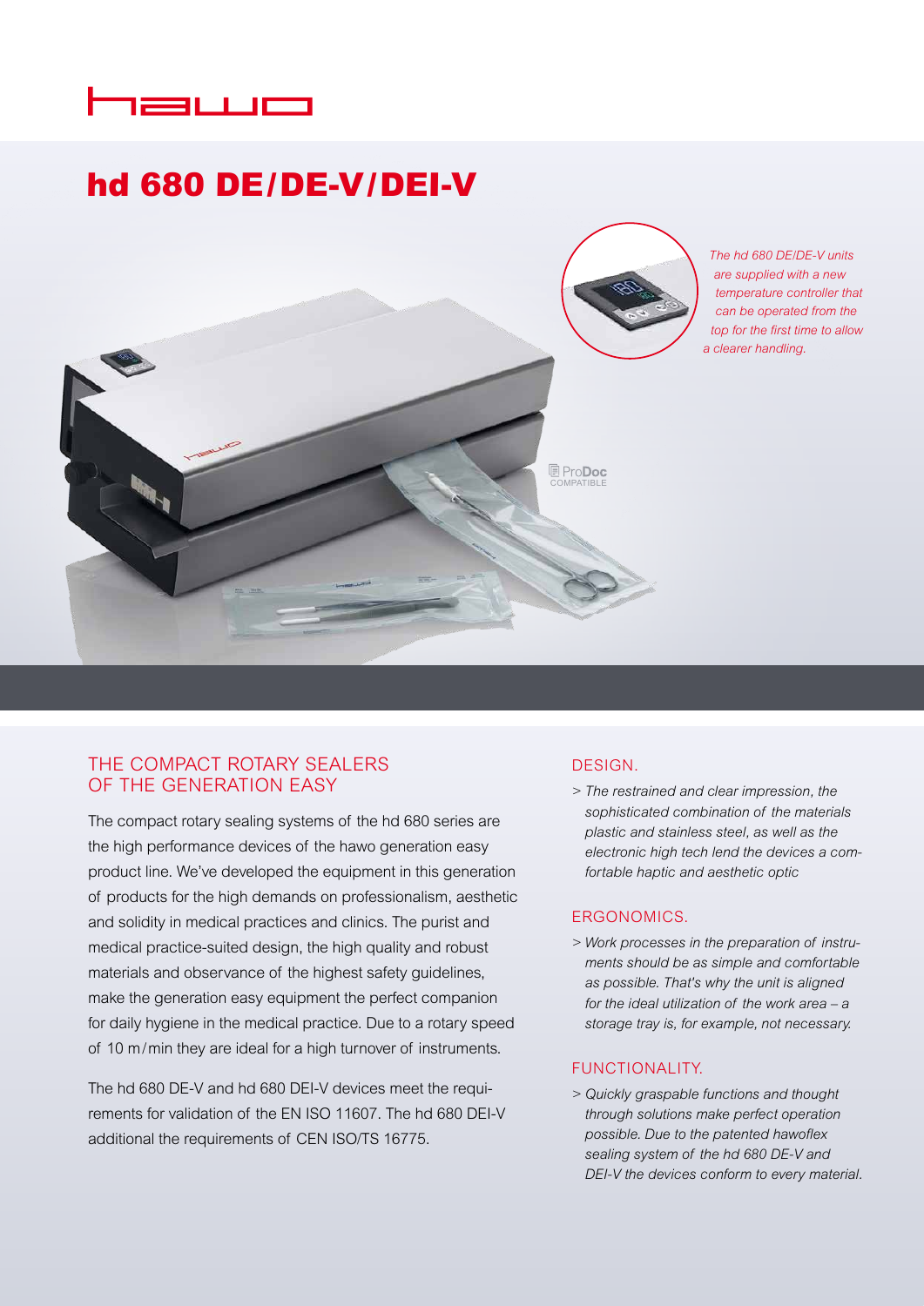# hd 680 DE/DE-V/DEI-V

*The hd 680 DE/DE-V units are supplied with a new temperature controller that can be operated from the top for the first time to allow a clearer handling.*

ProDoc COMPATIBLE

## THE COMPACT ROTARY SEALERS OF THE GENERATION EASY

The compact rotary sealing systems of the hd 680 series are the high performance devices of the hawo generation easy product line. We've developed the equipment in this generation of products for the high demands on professionalism, aesthetic and solidity in medical practices and clinics. The purist and medical practice-suited design, the high quality and robust materials and observance of the highest safety guidelines, make the generation easy equipment the perfect companion for daily hygiene in the medical practice. Due to a rotary speed of 10 m/min they are ideal for a high turnover of instruments.

The hd 680 DE-V and hd 680 DEI-V devices meet the requirements for validation of the EN ISO 11607. The hd 680 DEI-V additional the requirements of CEN ISO/TS 16775.

## DESIGN.

> *The restrained and clear impression, the sophisticated combination of the materials plastic and stainless steel, as well as the electronic high tech lend the devices a comfortable haptic and aesthetic optic*

## ERGONOMICS.

> *Work processes in the preparation of instruments should be as simple and comfortable as possible. That's why the unit is aligned for the ideal utilization of the work area – a storage tray is, for example, not necessary.*

## FUNCTIONALITY.

> *Quickly graspable functions and thought through solutions make perfect operation possible. Due to the patented hawoflex sealing system of the hd 680 DE-V and DEI-V the devices conform to every material.*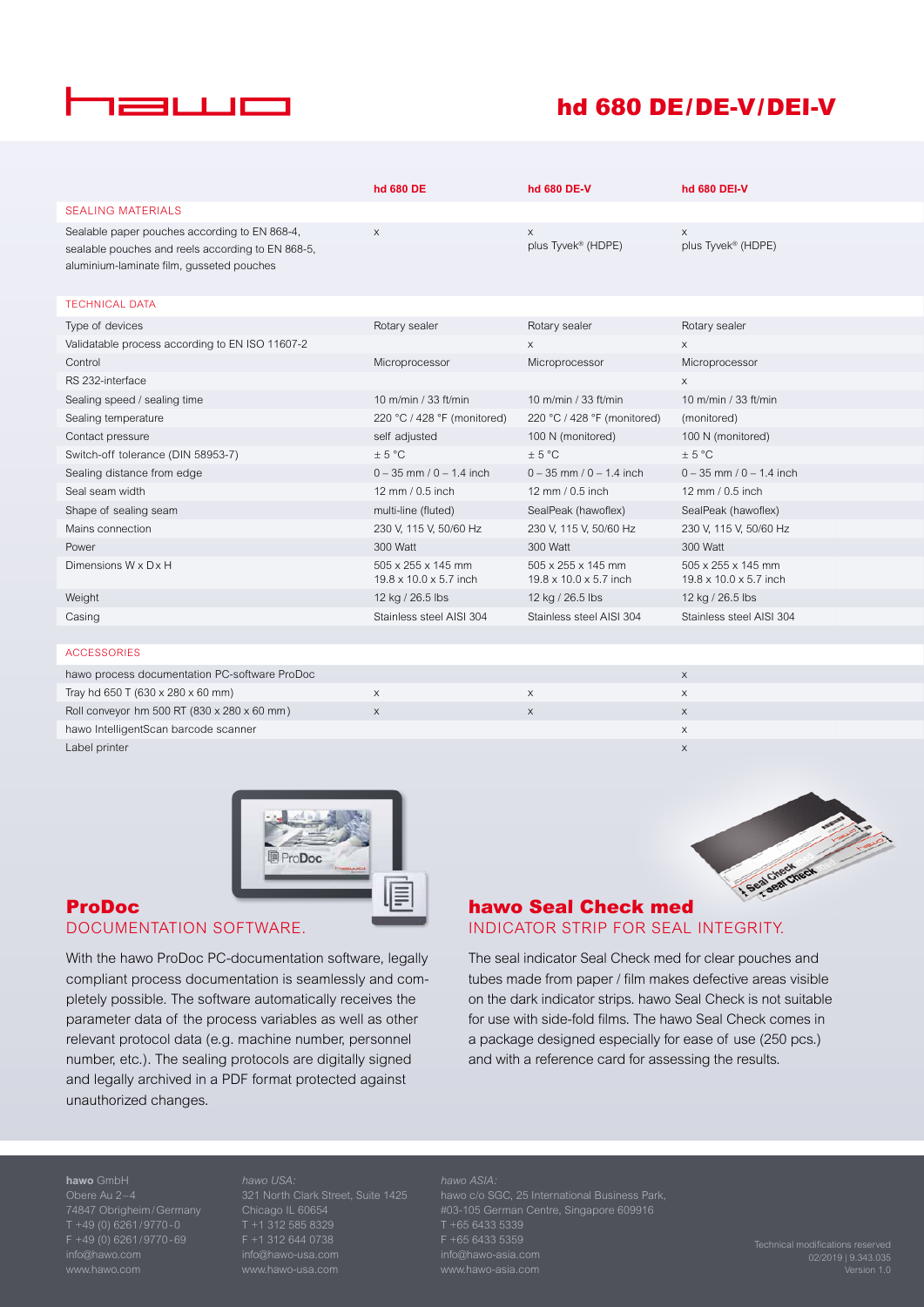# hd 680 DE/DE-V/DEI-V

| | hd 680 DE | hd 680 DE-V | hd 680 DEI-V |
|---|---|---|---|
| **SEALING MATERIALS** | | | |
| Sealable paper pouches according to EN 868-4, sealable pouches and reels according to EN 868-5, aluminium-laminate film, gusseted pouches | x | x plus Tyvek® (HDPE) | x plus Tyvek® (HDPE) |
| **TECHNICAL DATA** | | | |
| Type of devices | Rotary sealer | Rotary sealer | Rotary sealer |
| Validatable process according to EN ISO 11607-2 | | x | x |
| Control | Microprocessor | Microprocessor | Microprocessor |
| RS 232-interface | | | x |
| Sealing speed / sealing time | 10 m/min / 33 ft/min | 10 m/min / 33 ft/min | 10 m/min / 33 ft/min |
| Sealing temperature | 220 °C / 428 °F (monitored) | 220 °C / 428 °F (monitored) | (monitored) |
| Contact pressure | self adjusted | 100 N (monitored) | 100 N (monitored) |
| Switch-off tolerance (DIN 58953-7) | ± 5 °C | ± 5 °C | ± 5 °C |
| Sealing distance from edge | 0 – 35 mm / 0 – 1.4 inch | 0 – 35 mm / 0 – 1.4 inch | 0 – 35 mm / 0 – 1.4 inch |
| Seal seam width | 12 mm / 0.5 inch | 12 mm / 0.5 inch | 12 mm / 0.5 inch |
| Shape of sealing seam | multi-line (fluted) | SealPeak (hawoflex) | SealPeak (hawoflex) |
| Mains connection | 230 V, 115 V, 50/60 Hz | 230 V, 115 V, 50/60 Hz | 230 V, 115 V, 50/60 Hz |
| Power | 300 Watt | 300 Watt | 300 Watt |
| Dimensions W x D x H | 505 x 255 x 145 mm 19.8 x 10.0 x 5.7 inch | 505 x 255 x 145 mm 19.8 x 10.0 x 5.7 inch | 505 x 255 x 145 mm 19.8 x 10.0 x 5.7 inch |
| Weight | 12 kg / 26.5 lbs | 12 kg / 26.5 lbs | 12 kg / 26.5 lbs |
| Casing | Stainless steel AISI 304 | Stainless steel AISI 304 | Stainless steel AISI 304 |
| **ACCESSORIES** | | | |
| hawo process documentation PC-software ProDoc | | | x |
| Tray hd 650 T (630 x 280 x 60 mm) | x | x | x |
| Roll conveyor hm 500 RT (830 x 280 x 60 mm) | x | x | x |
| hawo IntelligentScan barcode scanner | | | x |
| Label printer | | | x |

## ProDoc
### DOCUMENTATION SOFTWARE.

With the hawo ProDoc PC-documentation software, legally compliant process documentation is seamlessly and completely possible. The software automatically receives the parameter data of the process variables as well as other relevant protocol data (e.g. machine number, personnel number, etc.). The sealing protocols are digitally signed and legally archived in a PDF format protected against unauthorized changes.

## hawo Seal Check med
### INDICATOR STRIP FOR SEAL INTEGRITY.

The seal indicator Seal Check med for clear pouches and tubes made from paper / film makes defective areas visible on the dark indicator strips. hawo Seal Check is not suitable for use with side-fold films. The hawo Seal Check comes in a package designed especially for ease of use (250 pcs.) and with a reference card for assessing the results.

**hawo** GmbH
Obere Au 2 – 4
74847 Obrigheim / Germany
T +49 (0) 6261 / 9770 - 0
F +49 (0) 6261 / 9770 - 69
info@hawo.com
www.hawo.com

*hawo USA:*
321 North Clark Street, Suite 1425
Chicago IL 60654
T +1 312 585 8329
F +1 312 644 0738
info@hawo-usa.com
www.hawo-usa.com

*hawo ASIA:*
hawo c/o SGC, 25 International Business Park,
#03-105 German Centre, Singapore 609916
T +65 6433 5339
F +65 6433 5359
info@hawo-asia.com
www.hawo-asia.com

Technical modifications reserved
02/2019 | 9.343.035
Version 1.0